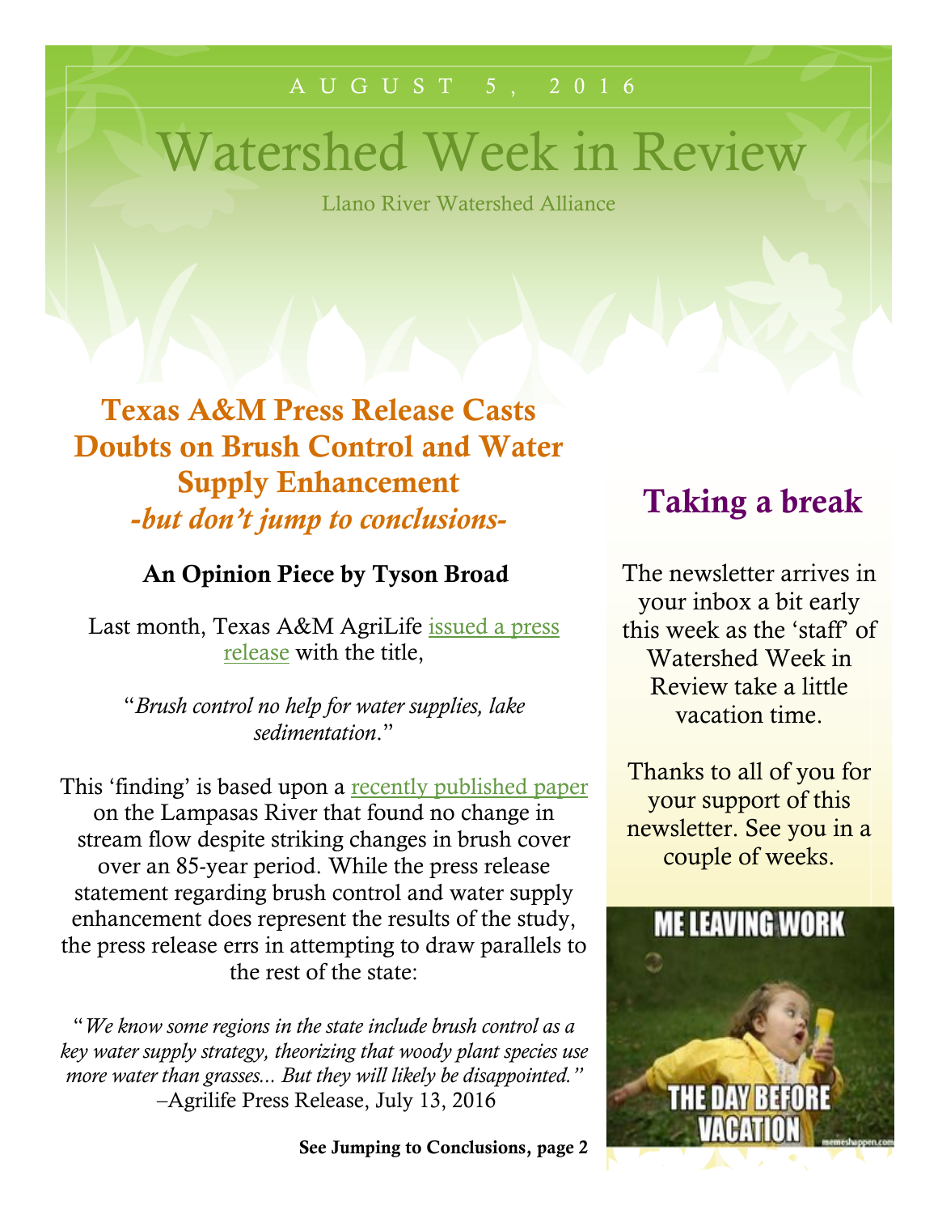AUGUST 5, 2016

# Watershed Week in Review

Llano River Watershed Alliance

## Texas A&M Press Release Casts Doubts on Brush Control and Water Supply Enhancement
### *-but don't jump to conclusions-*

**An Opinion Piece by Tyson Broad**

Last month, Texas A&M AgriLife issued a press release with the title,

"*Brush control no help for water supplies, lake sedimentation*."

This 'finding' is based upon a recently published paper on the Lampasas River that found no change in stream flow despite striking changes in brush cover over an 85-year period. While the press release statement regarding brush control and water supply enhancement does represent the results of the study, the press release errs in attempting to draw parallels to the rest of the state:

"*We know some regions in the state include brush control as a key water supply strategy, theorizing that woody plant species use more water than grasses... But they will likely be disappointed.*" –Agrilife Press Release, July 13, 2016

**See Jumping to Conclusions, page 2**

## Taking a break

The newsletter arrives in your inbox a bit early this week as the 'staff' of Watershed Week in Review take a little vacation time.

Thanks to all of you for your support of this newsletter. See you in a couple of weeks.

ME LEAVING WORK THE DAY BEFORE VACATION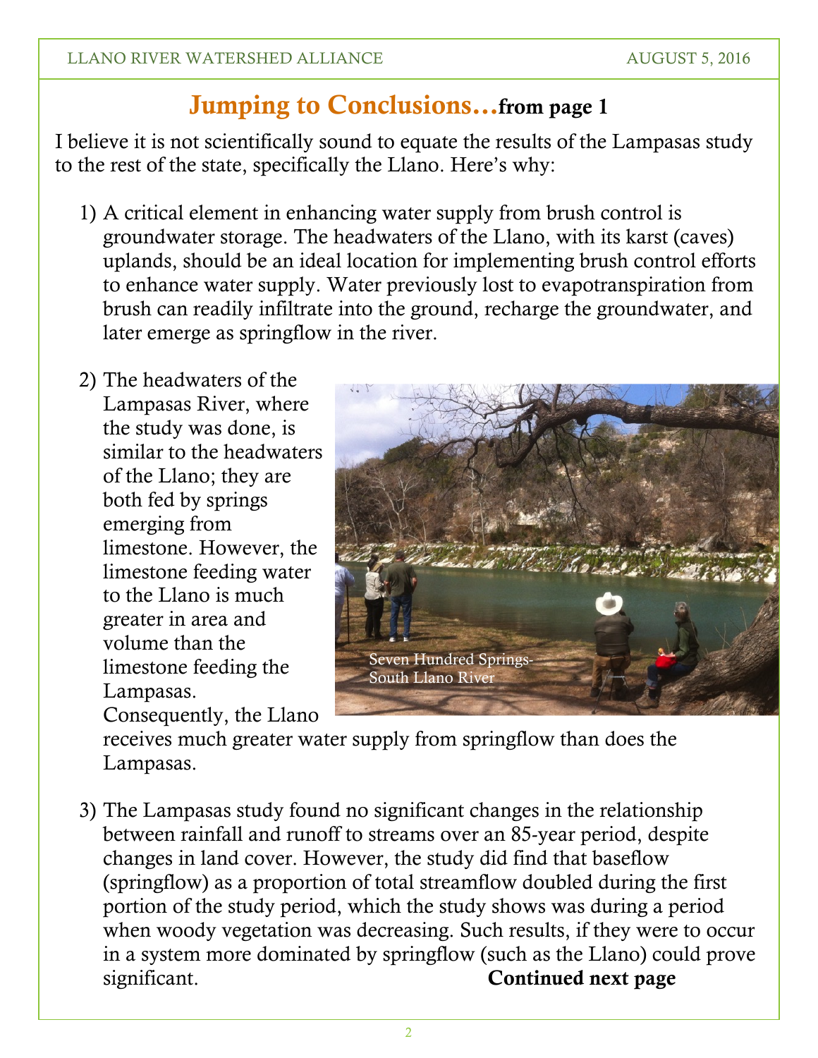## Jumping to Conclusions…**from page 1**

I believe it is not scientifically sound to equate the results of the Lampasas study to the rest of the state, specifically the Llano. Here's why:

1) A critical element in enhancing water supply from brush control is groundwater storage. The headwaters of the Llano, with its karst (caves) uplands, should be an ideal location for implementing brush control efforts to enhance water supply. Water previously lost to evapotranspiration from brush can readily infiltrate into the ground, recharge the groundwater, and later emerge as springflow in the river.

2) The headwaters of the Lampasas River, where the study was done, is similar to the headwaters of the Llano; they are both fed by springs emerging from limestone. However, the limestone feeding water to the Llano is much greater in area and volume than the limestone feeding the Lampasas. Consequently, the Llano receives much greater water supply from springflow than does the Lampasas.

Seven Hundred Springs- South Llano River

3) The Lampasas study found no significant changes in the relationship between rainfall and runoff to streams over an 85-year period, despite changes in land cover. However, the study did find that baseflow (springflow) as a proportion of total streamflow doubled during the first portion of the study period, which the study shows was during a period when woody vegetation was decreasing. Such results, if they were to occur in a system more dominated by springflow (such as the Llano) could prove significant.

**Continued next page**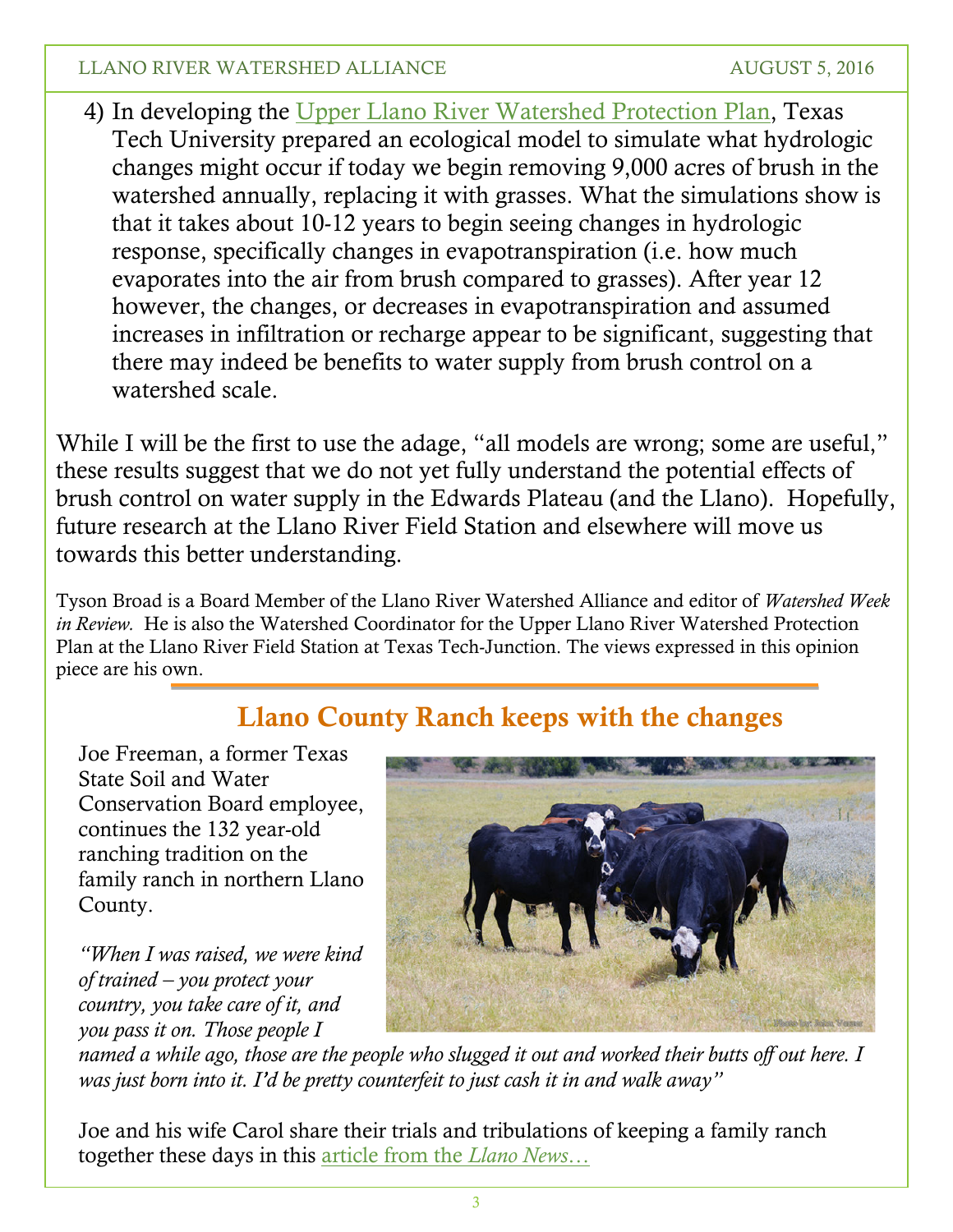4) In developing the Upper Llano River Watershed Protection Plan, Texas Tech University prepared an ecological model to simulate what hydrologic changes might occur if today we begin removing 9,000 acres of brush in the watershed annually, replacing it with grasses. What the simulations show is that it takes about 10-12 years to begin seeing changes in hydrologic response, specifically changes in evapotranspiration (i.e. how much evaporates into the air from brush compared to grasses). After year 12 however, the changes, or decreases in evapotranspiration and assumed increases in infiltration or recharge appear to be significant, suggesting that there may indeed be benefits to water supply from brush control on a watershed scale.

While I will be the first to use the adage, "all models are wrong; some are useful," these results suggest that we do not yet fully understand the potential effects of brush control on water supply in the Edwards Plateau (and the Llano). Hopefully, future research at the Llano River Field Station and elsewhere will move us towards this better understanding.

Tyson Broad is a Board Member of the Llano River Watershed Alliance and editor of *Watershed Week in Review.* He is also the Watershed Coordinator for the Upper Llano River Watershed Protection Plan at the Llano River Field Station at Texas Tech-Junction. The views expressed in this opinion piece are his own.

## Llano County Ranch keeps with the changes

Joe Freeman, a former Texas State Soil and Water Conservation Board employee, continues the 132 year-old ranching tradition on the family ranch in northern Llano County.

*"When I was raised, we were kind of trained – you protect your country, you take care of it, and you pass it on. Those people I named a while ago, those are the people who slugged it out and worked their butts off out here. I was just born into it. I'd be pretty counterfeit to just cash it in and walk away"*

Joe and his wife Carol share their trials and tribulations of keeping a family ranch together these days in this article from the *Llano News…*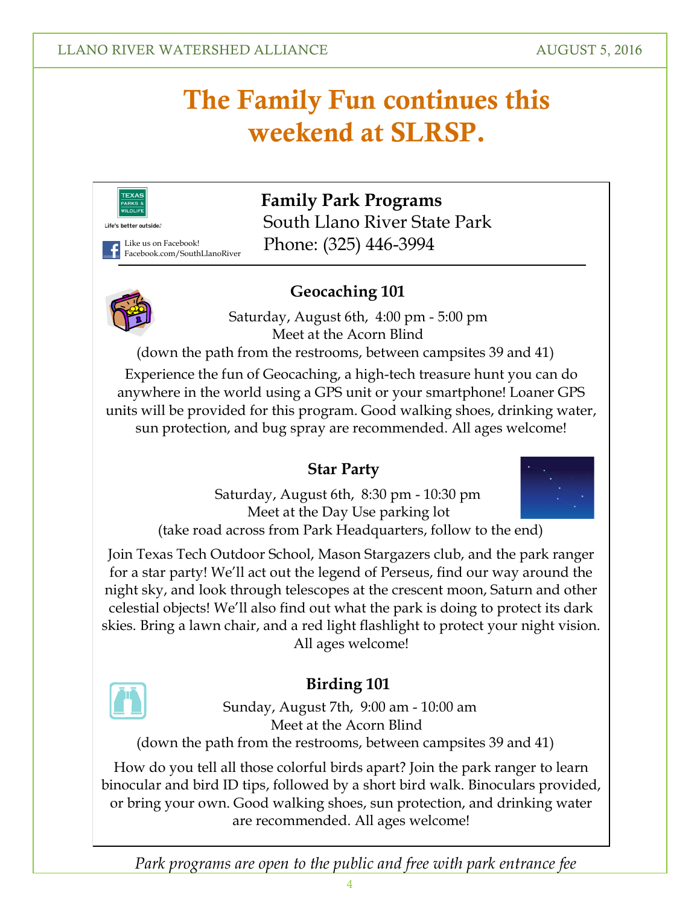# The Family Fun continues this weekend at SLRSP.

Life's better outside.

Like us on Facebook!
Facebook.com/SouthLlanoRiver

## Family Park Programs

South Llano River State Park
Phone: (325) 446-3994

### Geocaching 101

Saturday, August 6th, 4:00 pm - 5:00 pm
Meet at the Acorn Blind
(down the path from the restrooms, between campsites 39 and 41)

Experience the fun of Geocaching, a high-tech treasure hunt you can do anywhere in the world using a GPS unit or your smartphone! Loaner GPS units will be provided for this program. Good walking shoes, drinking water, sun protection, and bug spray are recommended. All ages welcome!

### Star Party

Saturday, August 6th, 8:30 pm - 10:30 pm
Meet at the Day Use parking lot
(take road across from Park Headquarters, follow to the end)

Join Texas Tech Outdoor School, Mason Stargazers club, and the park ranger for a star party! We'll act out the legend of Perseus, find our way around the night sky, and look through telescopes at the crescent moon, Saturn and other celestial objects! We'll also find out what the park is doing to protect its dark skies. Bring a lawn chair, and a red light flashlight to protect your night vision. All ages welcome!

### Birding 101

Sunday, August 7th, 9:00 am - 10:00 am
Meet at the Acorn Blind
(down the path from the restrooms, between campsites 39 and 41)

How do you tell all those colorful birds apart? Join the park ranger to learn binocular and bird ID tips, followed by a short bird walk. Binoculars provided, or bring your own. Good walking shoes, sun protection, and drinking water are recommended. All ages welcome!

*Park programs are open to the public and free with park entrance fee*